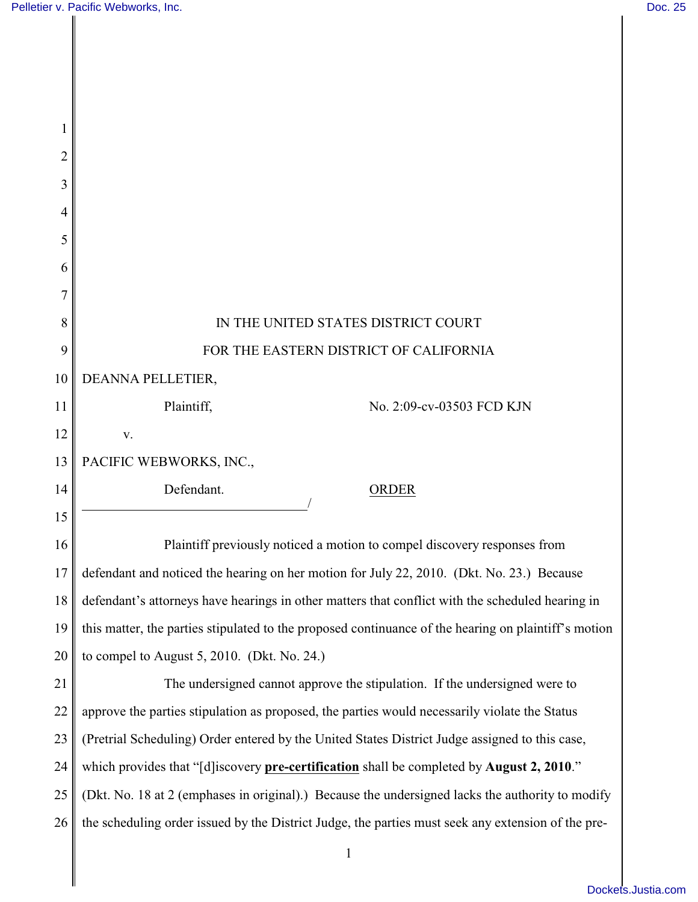IN THE UNITED STATES DISTRICT COURT

FOR THE EASTERN DISTRICT OF CALIFORNIA

DEANNA PELLETIER,

Plaintiff, No. 2:09-cv-03503 FCD KJN

v.

PACIFIC WEBWORKS, INC.,

Defendant. ORDER

/

Plaintiff previously noticed a motion to compel discovery responses from defendant and noticed the hearing on her motion for July 22, 2010. (Dkt. No. 23.) Because defendant's attorneys have hearings in other matters that conflict with the scheduled hearing in this matter, the parties stipulated to the proposed continuance of the hearing on plaintiff's motion to compel to August 5, 2010. (Dkt. No. 24.)

The undersigned cannot approve the stipulation. If the undersigned were to approve the parties stipulation as proposed, the parties would necessarily violate the Status (Pretrial Scheduling) Order entered by the United States District Judge assigned to this case, which provides that "[d]iscovery **pre-certification** shall be completed by **August 2, 2010**." (Dkt. No. 18 at 2 (emphases in original).) Because the undersigned lacks the authority to modify the scheduling order issued by the District Judge, the parties must seek any extension of the pre-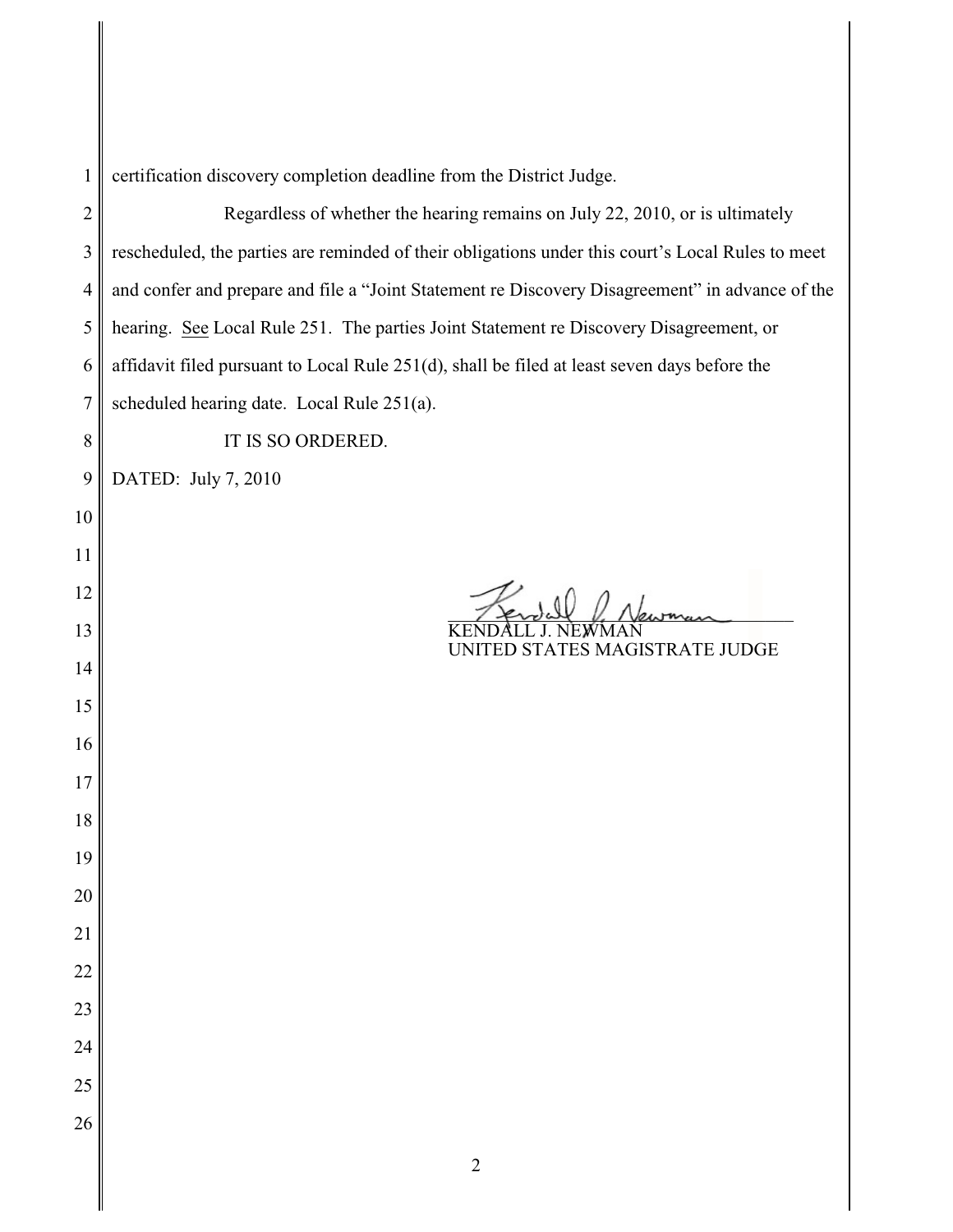certification discovery completion deadline from the District Judge.

Regardless of whether the hearing remains on July 22, 2010, or is ultimately rescheduled, the parties are reminded of their obligations under this court's Local Rules to meet and confer and prepare and file a "Joint Statement re Discovery Disagreement" in advance of the hearing. See Local Rule 251. The parties Joint Statement re Discovery Disagreement, or affidavit filed pursuant to Local Rule 251(d), shall be filed at least seven days before the scheduled hearing date. Local Rule 251(a).

IT IS SO ORDERED.

DATED: July 7, 2010

KENDALL J. NEWMAN
UNITED STATES MAGISTRATE JUDGE